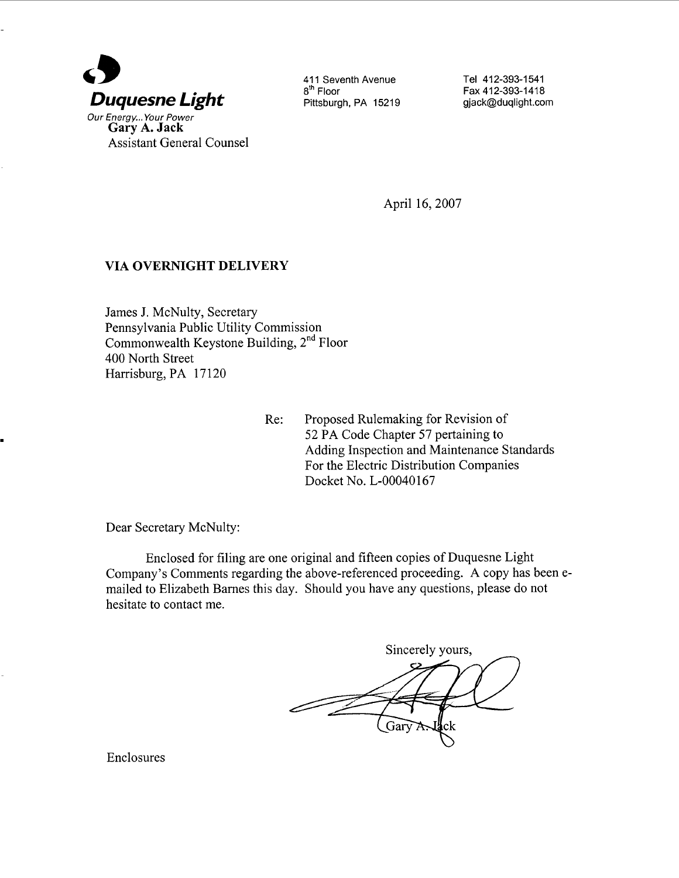**Duquesne Light**

*Our Energy... Your Power*

**Gary A. Jack**
Assistant General Counsel

411 Seventh Avenue
8th Floor
Pittsburgh, PA 15219

Tel 412-393-1541
Fax 412-393-1418
gjack@duqlight.com

April 16, 2007

**VIA OVERNIGHT DELIVERY**

James J. McNulty, Secretary
Pennsylvania Public Utility Commission
Commonwealth Keystone Building, 2nd Floor
400 North Street
Harrisburg, PA 17120

Re: Proposed Rulemaking for Revision of
52 PA Code Chapter 57 pertaining to
Adding Inspection and Maintenance Standards
For the Electric Distribution Companies
Docket No. L-00040167

Dear Secretary McNulty:

Enclosed for filing are one original and fifteen copies of Duquesne Light Company's Comments regarding the above-referenced proceeding. A copy has been e-mailed to Elizabeth Barnes this day. Should you have any questions, please do not hesitate to contact me.

Sincerely yours,

Gary A. Jack

Enclosures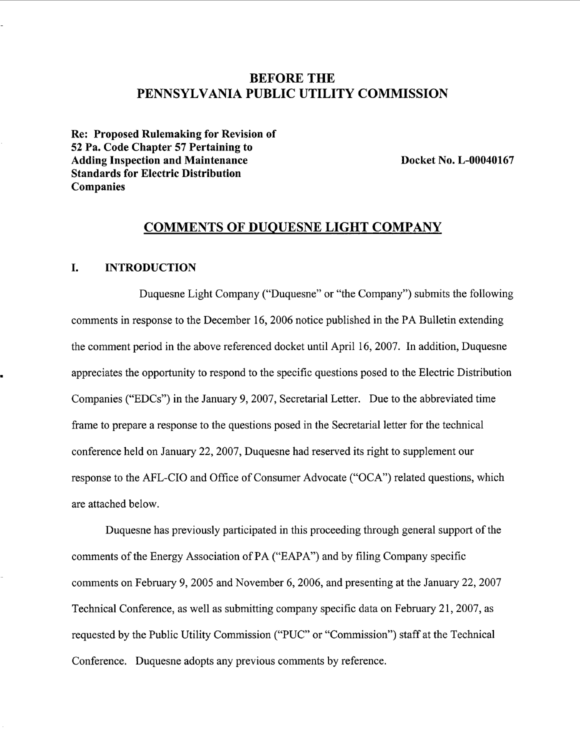# BEFORE THE PENNSYLVANIA PUBLIC UTILITY COMMISSION

**Re: Proposed Rulemaking for Revision of 52 Pa. Code Chapter 57 Pertaining to Adding Inspection and Maintenance Standards for Electric Distribution Companies**

**Docket No. L-00040167**

## COMMENTS OF DUQUESNE LIGHT COMPANY

### I. INTRODUCTION

Duquesne Light Company ("Duquesne" or "the Company") submits the following comments in response to the December 16, 2006 notice published in the PA Bulletin extending the comment period in the above referenced docket until April 16, 2007. In addition, Duquesne appreciates the opportunity to respond to the specific questions posed to the Electric Distribution Companies ("EDCs") in the January 9, 2007, Secretarial Letter. Due to the abbreviated time frame to prepare a response to the questions posed in the Secretarial letter for the technical conference held on January 22, 2007, Duquesne had reserved its right to supplement our response to the AFL-CIO and Office of Consumer Advocate ("OCA") related questions, which are attached below.

Duquesne has previously participated in this proceeding through general support of the comments of the Energy Association of PA ("EAPA") and by filing Company specific comments on February 9, 2005 and November 6, 2006, and presenting at the January 22, 2007 Technical Conference, as well as submitting company specific data on February 21, 2007, as requested by the Public Utility Commission ("PUC" or "Commission") staff at the Technical Conference. Duquesne adopts any previous comments by reference.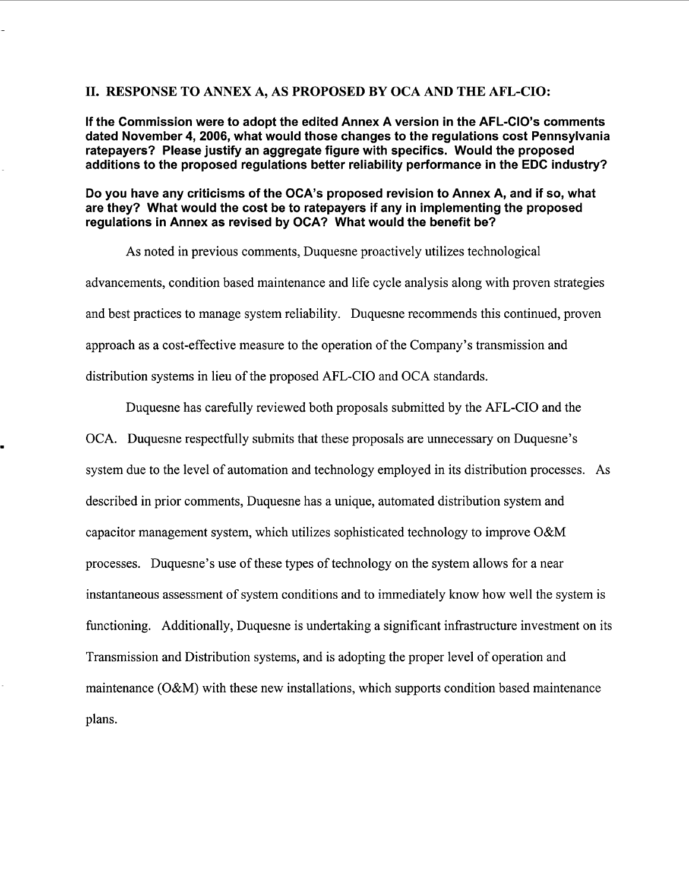## II. RESPONSE TO ANNEX A, AS PROPOSED BY OCA AND THE AFL-CIO:

**If the Commission were to adopt the edited Annex A version in the AFL-CIO's comments dated November 4, 2006, what would those changes to the regulations cost Pennsylvania ratepayers? Please justify an aggregate figure with specifics. Would the proposed additions to the proposed regulations better reliability performance in the EDC industry?**

**Do you have any criticisms of the OCA's proposed revision to Annex A, and if so, what are they? What would the cost be to ratepayers if any in implementing the proposed regulations in Annex as revised by OCA? What would the benefit be?**

As noted in previous comments, Duquesne proactively utilizes technological advancements, condition based maintenance and life cycle analysis along with proven strategies and best practices to manage system reliability. Duquesne recommends this continued, proven approach as a cost-effective measure to the operation of the Company's transmission and distribution systems in lieu of the proposed AFL-CIO and OCA standards.

Duquesne has carefully reviewed both proposals submitted by the AFL-CIO and the OCA. Duquesne respectfully submits that these proposals are unnecessary on Duquesne's system due to the level of automation and technology employed in its distribution processes. As described in prior comments, Duquesne has a unique, automated distribution system and capacitor management system, which utilizes sophisticated technology to improve O&M processes. Duquesne's use of these types of technology on the system allows for a near instantaneous assessment of system conditions and to immediately know how well the system is functioning. Additionally, Duquesne is undertaking a significant infrastructure investment on its Transmission and Distribution systems, and is adopting the proper level of operation and maintenance (O&M) with these new installations, which supports condition based maintenance plans.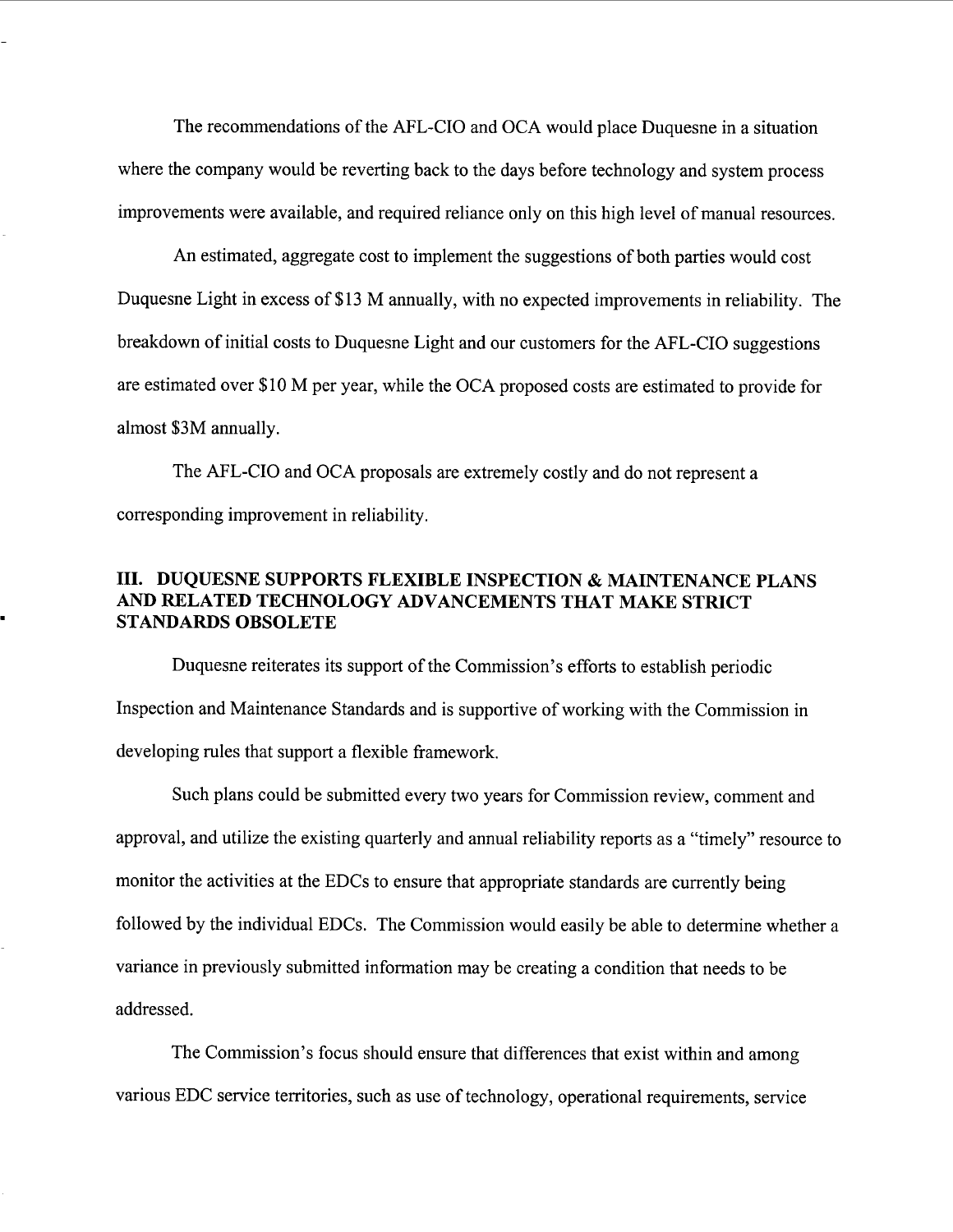The recommendations of the AFL-CIO and OCA would place Duquesne in a situation where the company would be reverting back to the days before technology and system process improvements were available, and required reliance only on this high level of manual resources.

An estimated, aggregate cost to implement the suggestions of both parties would cost Duquesne Light in excess of $13 M annually, with no expected improvements in reliability. The breakdown of initial costs to Duquesne Light and our customers for the AFL-CIO suggestions are estimated over $10 M per year, while the OCA proposed costs are estimated to provide for almost $3M annually.

The AFL-CIO and OCA proposals are extremely costly and do not represent a corresponding improvement in reliability.

## III. DUQUESNE SUPPORTS FLEXIBLE INSPECTION & MAINTENANCE PLANS AND RELATED TECHNOLOGY ADVANCEMENTS THAT MAKE STRICT STANDARDS OBSOLETE

Duquesne reiterates its support of the Commission's efforts to establish periodic Inspection and Maintenance Standards and is supportive of working with the Commission in developing rules that support a flexible framework.

Such plans could be submitted every two years for Commission review, comment and approval, and utilize the existing quarterly and annual reliability reports as a "timely" resource to monitor the activities at the EDCs to ensure that appropriate standards are currently being followed by the individual EDCs. The Commission would easily be able to determine whether a variance in previously submitted information may be creating a condition that needs to be addressed.

The Commission's focus should ensure that differences that exist within and among various EDC service territories, such as use of technology, operational requirements, service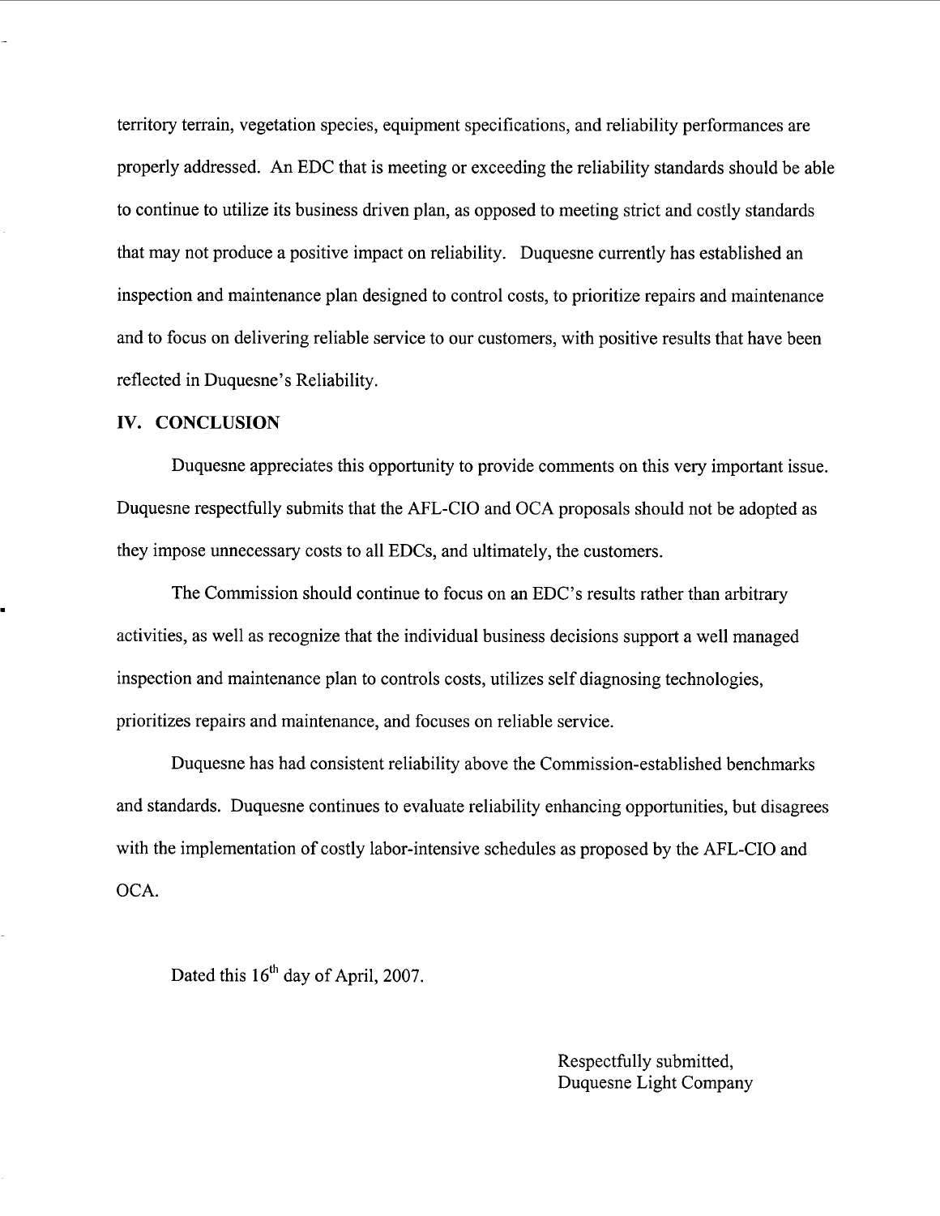territory terrain, vegetation species, equipment specifications, and reliability performances are properly addressed. An EDC that is meeting or exceeding the reliability standards should be able to continue to utilize its business driven plan, as opposed to meeting strict and costly standards that may not produce a positive impact on reliability. Duquesne currently has established an inspection and maintenance plan designed to control costs, to prioritize repairs and maintenance and to focus on delivering reliable service to our customers, with positive results that have been reflected in Duquesne's Reliability.

## IV. CONCLUSION

Duquesne appreciates this opportunity to provide comments on this very important issue. Duquesne respectfully submits that the AFL-CIO and OCA proposals should not be adopted as they impose unnecessary costs to all EDCs, and ultimately, the customers.

The Commission should continue to focus on an EDC's results rather than arbitrary activities, as well as recognize that the individual business decisions support a well managed inspection and maintenance plan to controls costs, utilizes self diagnosing technologies, prioritizes repairs and maintenance, and focuses on reliable service.

Duquesne has had consistent reliability above the Commission-established benchmarks and standards. Duquesne continues to evaluate reliability enhancing opportunities, but disagrees with the implementation of costly labor-intensive schedules as proposed by the AFL-CIO and OCA.

Dated this 16th day of April, 2007.

Respectfully submitted,
Duquesne Light Company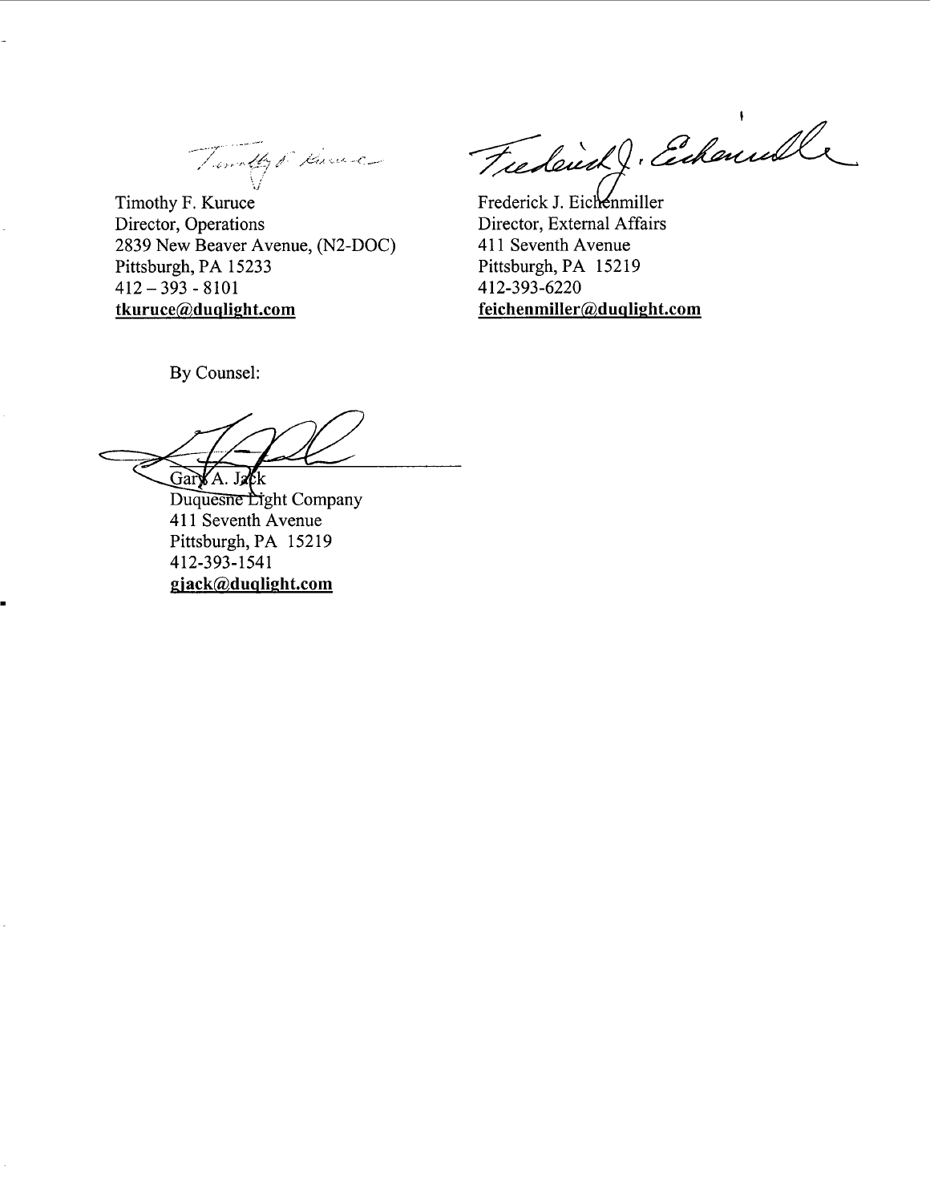Timothy F. Kuruce
Director, Operations
2839 New Beaver Avenue, (N2-DOC)
Pittsburgh, PA 15233
412 – 393 - 8101
**tkuruce@duqlight.com**

Frederick J. Eichenmiller
Director, External Affairs
411 Seventh Avenue
Pittsburgh, PA 15219
412-393-6220
**feichenmiller@duqlight.com**

By Counsel:

Gary A. Jack
Duquesne Light Company
411 Seventh Avenue
Pittsburgh, PA 15219
412-393-1541
**gjack@duqlight.com**